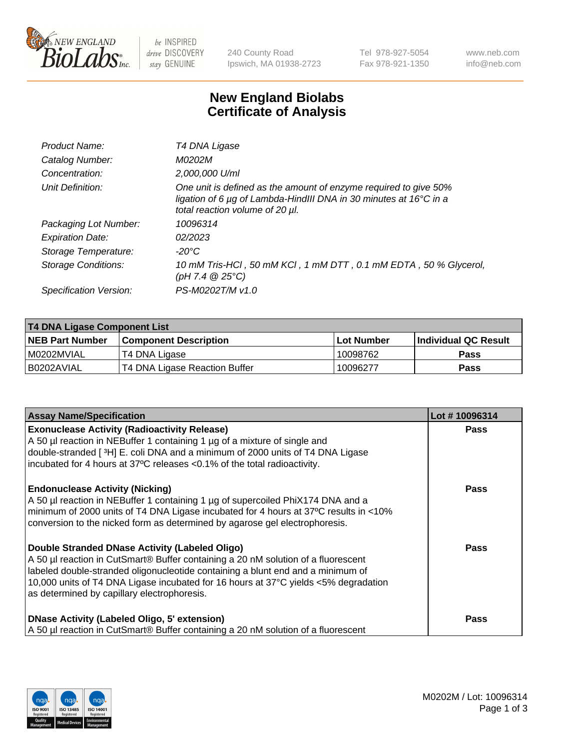# New England Biolabs
# Certificate of Analysis

| | |
|---|---|
| *Product Name:* | *T4 DNA Ligase* |
| *Catalog Number:* | *M0202M* |
| *Concentration:* | *2,000,000 U/ml* |
| *Unit Definition:* | *One unit is defined as the amount of enzyme required to give 50% ligation of 6 µg of Lambda-HindIII DNA in 30 minutes at 16°C in a total reaction volume of 20 µl.* |
| *Packaging Lot Number:* | *10096314* |
| *Expiration Date:* | *02/2023* |
| *Storage Temperature:* | *-20°C* |
| *Storage Conditions:* | *10 mM Tris-HCl , 50 mM KCl , 1 mM DTT , 0.1 mM EDTA , 50 % Glycerol, (pH 7.4 @ 25°C)* |
| *Specification Version:* | *PS-M0202T/M v1.0* |

| **T4 DNA Ligase Component List** | | | |
|---|---|---|---|
| **NEB Part Number** | **Component Description** | **Lot Number** | **Individual QC Result** |
| M0202MVIAL | T4 DNA Ligase | 10098762 | **Pass** |
| B0202AVIAL | T4 DNA Ligase Reaction Buffer | 10096277 | **Pass** |

| **Assay Name/Specification** | **Lot # 10096314** |
|---|---|
| **Exonuclease Activity (Radioactivity Release)** A 50 µl reaction in NEBuffer 1 containing 1 µg of a mixture of single and double-stranded [ $^{3}$H] E. coli DNA and a minimum of 2000 units of T4 DNA Ligase incubated for 4 hours at 37ºC releases <0.1% of the total radioactivity. | **Pass** |
| **Endonuclease Activity (Nicking)** A 50 µl reaction in NEBuffer 1 containing 1 µg of supercoiled PhiX174 DNA and a minimum of 2000 units of T4 DNA Ligase incubated for 4 hours at 37ºC results in <10% conversion to the nicked form as determined by agarose gel electrophoresis. | **Pass** |
| **Double Stranded DNase Activity (Labeled Oligo)** A 50 µl reaction in CutSmart® Buffer containing a 20 nM solution of a fluorescent labeled double-stranded oligonucleotide containing a blunt end and a minimum of 10,000 units of T4 DNA Ligase incubated for 16 hours at 37°C yields <5% degradation as determined by capillary electrophoresis. | **Pass** |
| **DNase Activity (Labeled Oligo, 5' extension)** A 50 µl reaction in CutSmart® Buffer containing a 20 nM solution of a fluorescent | **Pass** |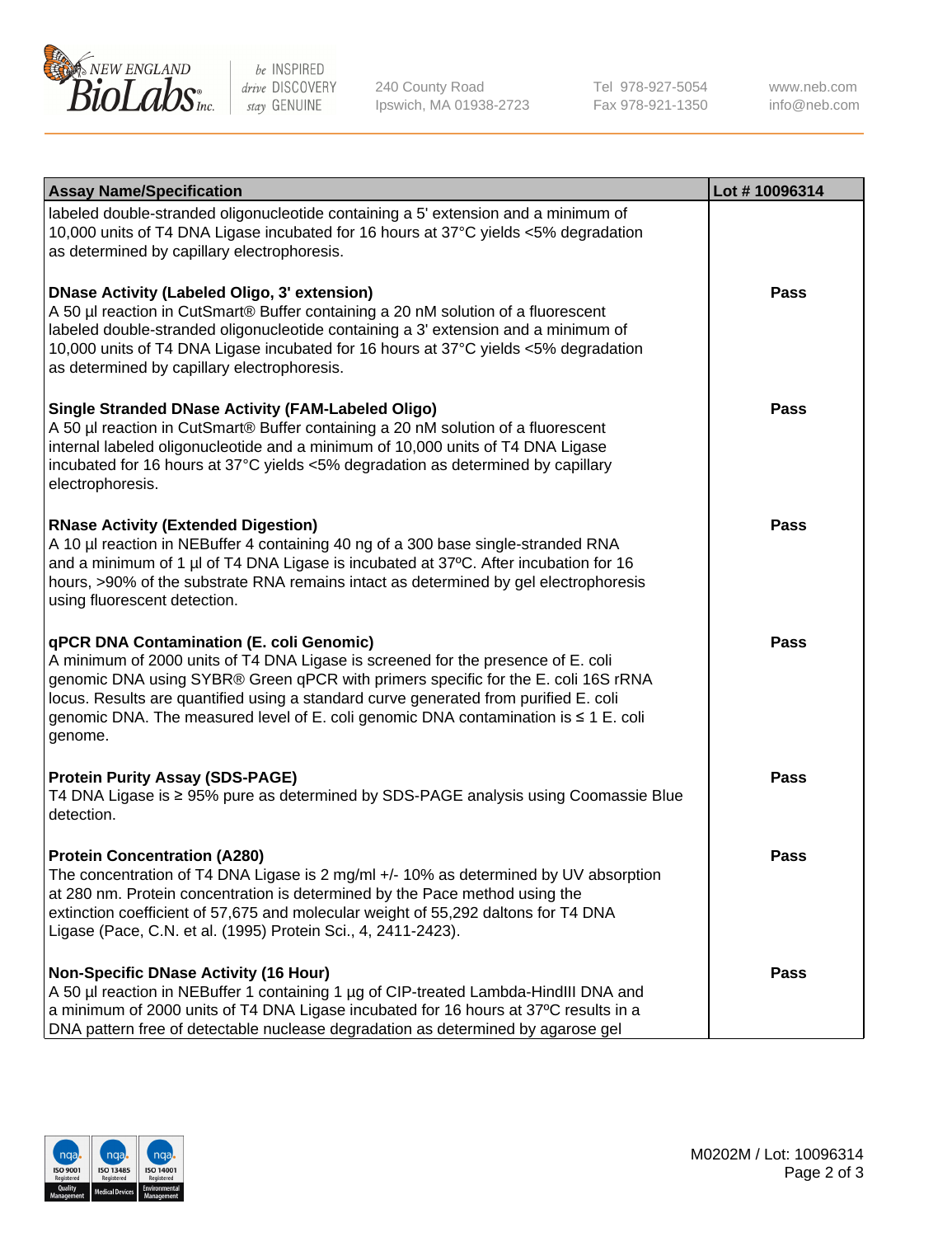| Assay Name/Specification | Lot # 10096314 |
| --- | --- |
| labeled double-stranded oligonucleotide containing a 5' extension and a minimum of 10,000 units of T4 DNA Ligase incubated for 16 hours at 37°C yields <5% degradation as determined by capillary electrophoresis. | |
| **DNase Activity (Labeled Oligo, 3' extension)**<br>A 50 µl reaction in CutSmart® Buffer containing a 20 nM solution of a fluorescent labeled double-stranded oligonucleotide containing a 3' extension and a minimum of 10,000 units of T4 DNA Ligase incubated for 16 hours at 37°C yields <5% degradation as determined by capillary electrophoresis. | **Pass** |
| **Single Stranded DNase Activity (FAM-Labeled Oligo)**<br>A 50 µl reaction in CutSmart® Buffer containing a 20 nM solution of a fluorescent internal labeled oligonucleotide and a minimum of 10,000 units of T4 DNA Ligase incubated for 16 hours at 37°C yields <5% degradation as determined by capillary electrophoresis. | **Pass** |
| **RNase Activity (Extended Digestion)**<br>A 10 µl reaction in NEBuffer 4 containing 40 ng of a 300 base single-stranded RNA and a minimum of 1 µl of T4 DNA Ligase is incubated at 37ºC. After incubation for 16 hours, >90% of the substrate RNA remains intact as determined by gel electrophoresis using fluorescent detection. | **Pass** |
| **qPCR DNA Contamination (E. coli Genomic)**<br>A minimum of 2000 units of T4 DNA Ligase is screened for the presence of E. coli genomic DNA using SYBR® Green qPCR with primers specific for the E. coli 16S rRNA locus. Results are quantified using a standard curve generated from purified E. coli genomic DNA. The measured level of E. coli genomic DNA contamination is ≤ 1 E. coli genome. | **Pass** |
| **Protein Purity Assay (SDS-PAGE)**<br>T4 DNA Ligase is ≥ 95% pure as determined by SDS-PAGE analysis using Coomassie Blue detection. | **Pass** |
| **Protein Concentration (A280)**<br>The concentration of T4 DNA Ligase is 2 mg/ml +/- 10% as determined by UV absorption at 280 nm. Protein concentration is determined by the Pace method using the extinction coefficient of 57,675 and molecular weight of 55,292 daltons for T4 DNA Ligase (Pace, C.N. et al. (1995) Protein Sci., 4, 2411-2423). | **Pass** |
| **Non-Specific DNase Activity (16 Hour)**<br>A 50 µl reaction in NEBuffer 1 containing 1 µg of CIP-treated Lambda-HindIII DNA and a minimum of 2000 units of T4 DNA Ligase incubated for 16 hours at 37ºC results in a DNA pattern free of detectable nuclease degradation as determined by agarose gel | **Pass** |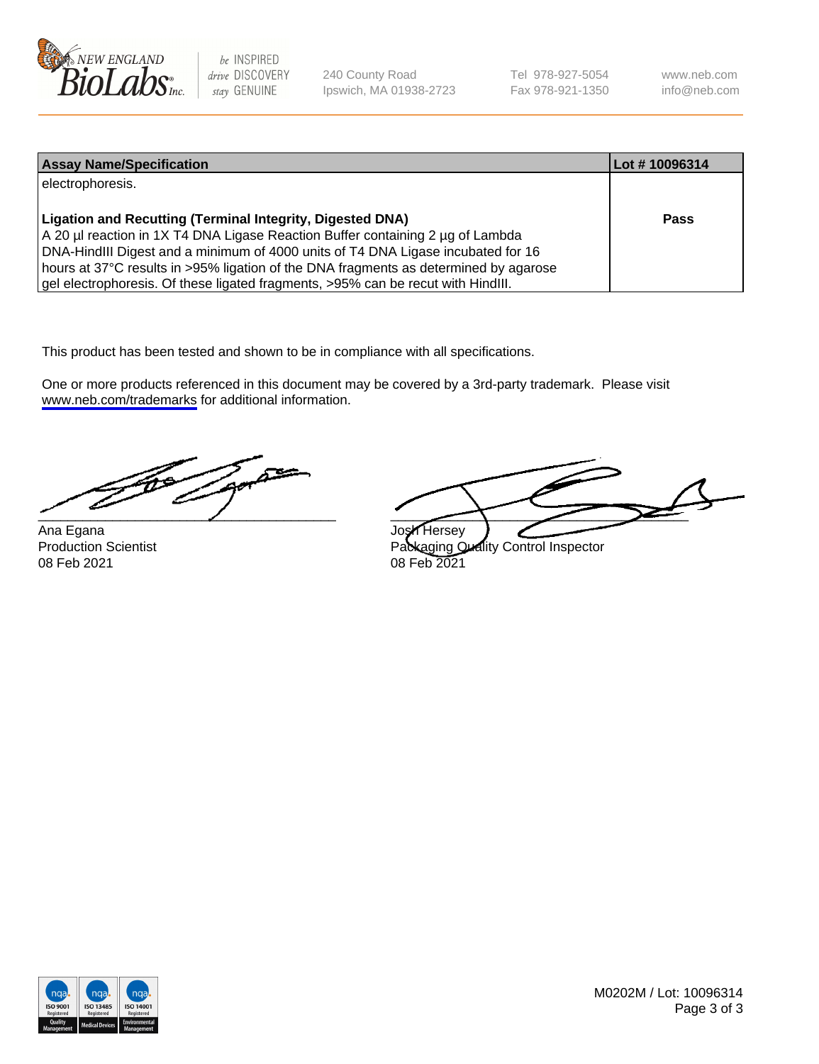| Assay Name/Specification | Lot # 10096314 |
| --- | --- |
| electrophoresis. | |
| **Ligation and Recutting (Terminal Integrity, Digested DNA)**<br>A 20 µl reaction in 1X T4 DNA Ligase Reaction Buffer containing 2 µg of Lambda DNA-HindIII Digest and a minimum of 4000 units of T4 DNA Ligase incubated for 16 hours at 37°C results in >95% ligation of the DNA fragments as determined by agarose gel electrophoresis. Of these ligated fragments, >95% can be recut with HindIII. | **Pass** |

This product has been tested and shown to be in compliance with all specifications.

One or more products referenced in this document may be covered by a 3rd-party trademark. Please visit www.neb.com/trademarks for additional information.

Ana Egana
Production Scientist
08 Feb 2021

Josh Hersey
Packaging Quality Control Inspector
08 Feb 2021

M0202M / Lot: 10096314